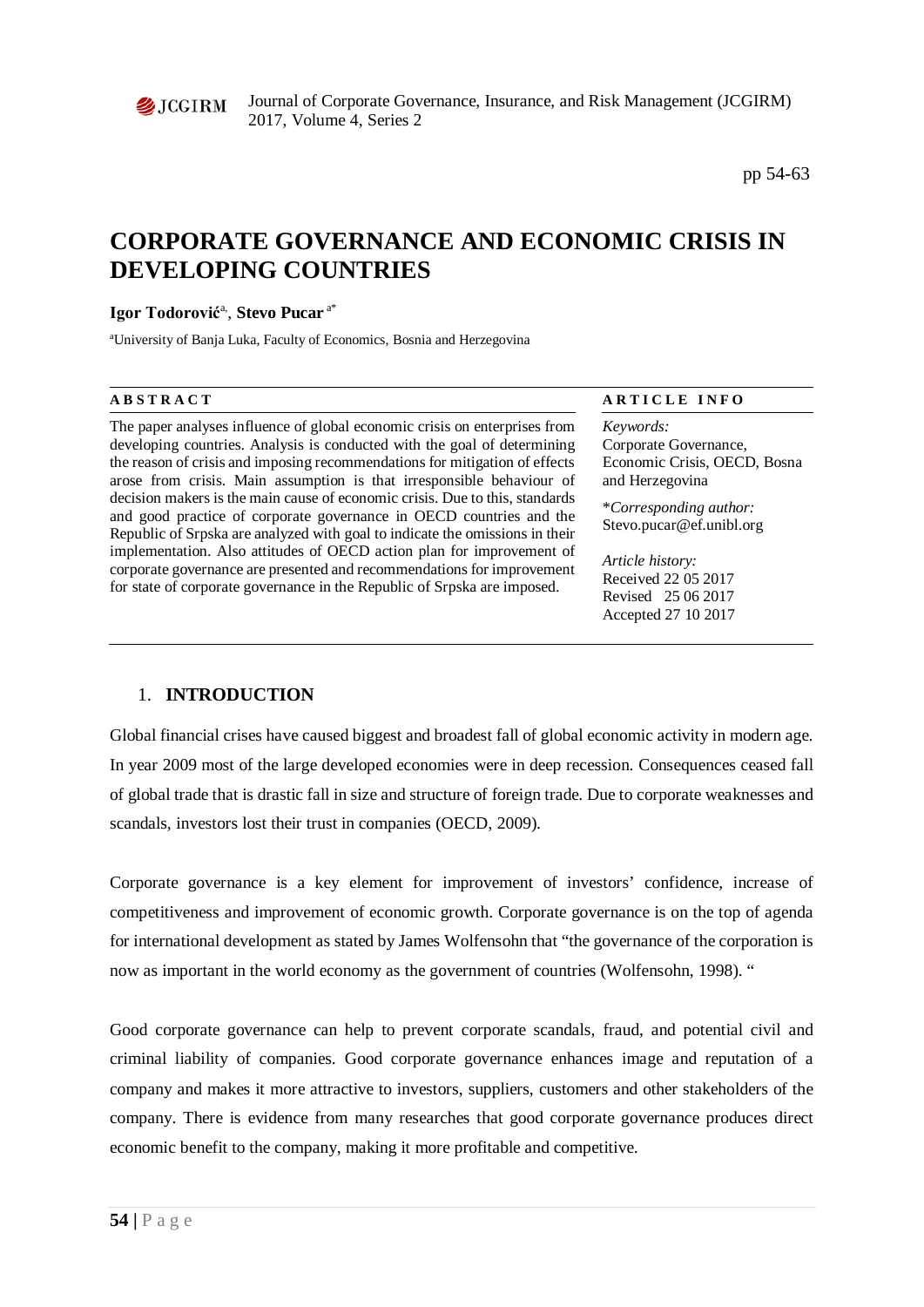# CORPORATE GOVERNANCE AND ECONOMIC CRISIS IN DEVELOPING COUNTRIES

**Igor Todorović**[a], **Stevo Pucar**[a*]

[a]University of Banja Luka, Faculty of Economics, Bosnia and Herzegovina

## ABSTRACT

The paper analyses influence of global economic crisis on enterprises from developing countries. Analysis is conducted with the goal of determining the reason of crisis and imposing recommendations for mitigation of effects arose from crisis. Main assumption is that irresponsible behaviour of decision makers is the main cause of economic crisis. Due to this, standards and good practice of corporate governance in OECD countries and the Republic of Srpska are analyzed with goal to indicate the omissions in their implementation. Also attitudes of OECD action plan for improvement of corporate governance are presented and recommendations for improvement for state of corporate governance in the Republic of Srpska are imposed.

## ARTICLE INFO

*Keywords:*
Corporate Governance, Economic Crisis, OECD, Bosna and Herzegovina

\**Corresponding author:*
Stevo.pucar@ef.unibl.org

*Article history:*
Received 22 05 2017
Revised 25 06 2017
Accepted 27 10 2017

## 1. INTRODUCTION

Global financial crises have caused biggest and broadest fall of global economic activity in modern age. In year 2009 most of the large developed economies were in deep recession. Consequences ceased fall of global trade that is drastic fall in size and structure of foreign trade. Due to corporate weaknesses and scandals, investors lost their trust in companies (OECD, 2009).

Corporate governance is a key element for improvement of investors' confidence, increase of competitiveness and improvement of economic growth. Corporate governance is on the top of agenda for international development as stated by James Wolfensohn that "the governance of the corporation is now as important in the world economy as the government of countries (Wolfensohn, 1998). "

Good corporate governance can help to prevent corporate scandals, fraud, and potential civil and criminal liability of companies. Good corporate governance enhances image and reputation of a company and makes it more attractive to investors, suppliers, customers and other stakeholders of the company. There is evidence from many researches that good corporate governance produces direct economic benefit to the company, making it more profitable and competitive.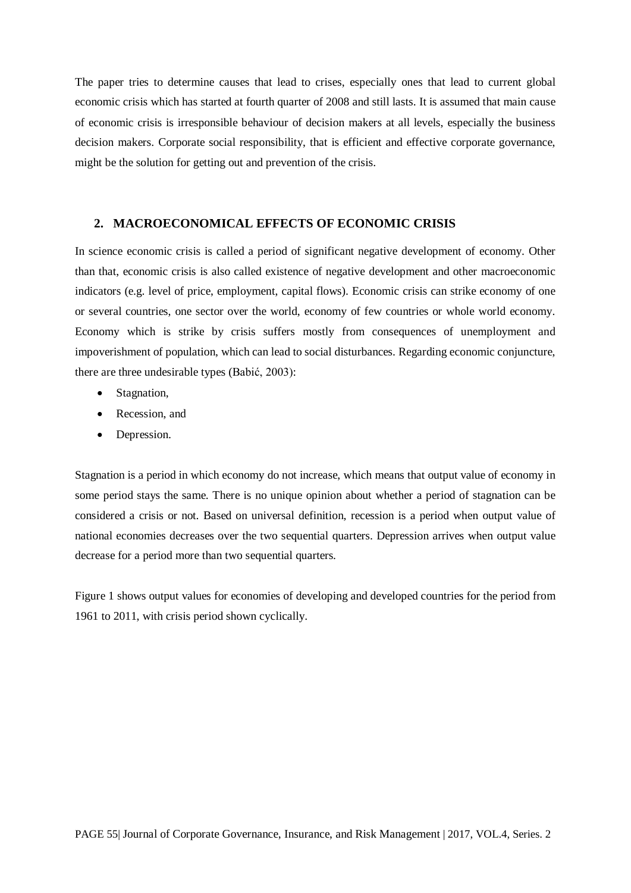The paper tries to determine causes that lead to crises, especially ones that lead to current global economic crisis which has started at fourth quarter of 2008 and still lasts. It is assumed that main cause of economic crisis is irresponsible behaviour of decision makers at all levels, especially the business decision makers. Corporate social responsibility, that is efficient and effective corporate governance, might be the solution for getting out and prevention of the crisis.

## 2. MACROECONOMICAL EFFECTS OF ECONOMIC CRISIS

In science economic crisis is called a period of significant negative development of economy. Other than that, economic crisis is also called existence of negative development and other macroeconomic indicators (e.g. level of price, employment, capital flows). Economic crisis can strike economy of one or several countries, one sector over the world, economy of few countries or whole world economy. Economy which is strike by crisis suffers mostly from consequences of unemployment and impoverishment of population, which can lead to social disturbances. Regarding economic conjuncture, there are three undesirable types (Babić, 2003):

- Stagnation,
- Recession, and
- Depression.

Stagnation is a period in which economy do not increase, which means that output value of economy in some period stays the same. There is no unique opinion about whether a period of stagnation can be considered a crisis or not. Based on universal definition, recession is a period when output value of national economies decreases over the two sequential quarters. Depression arrives when output value decrease for a period more than two sequential quarters.

Figure 1 shows output values for economies of developing and developed countries for the period from 1961 to 2011, with crisis period shown cyclically.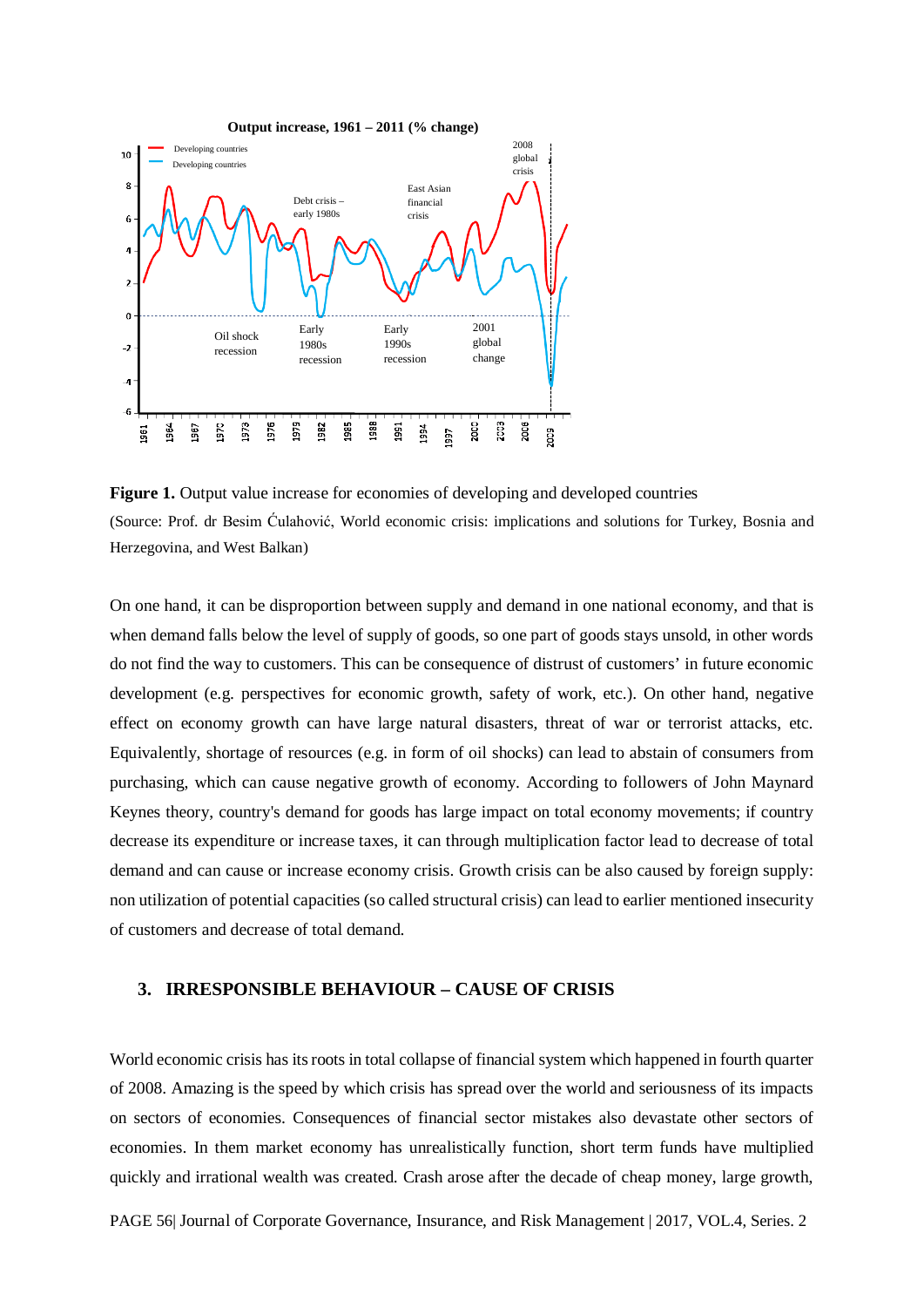**Figure 1.** Output value increase for economies of developing and developed countries

(Source: Prof. dr Besim Ćulahović, World economic crisis: implications and solutions for Turkey, Bosnia and Herzegovina, and West Balkan)

On one hand, it can be disproportion between supply and demand in one national economy, and that is when demand falls below the level of supply of goods, so one part of goods stays unsold, in other words do not find the way to customers. This can be consequence of distrust of customers' in future economic development (e.g. perspectives for economic growth, safety of work, etc.). On other hand, negative effect on economy growth can have large natural disasters, threat of war or terrorist attacks, etc. Equivalently, shortage of resources (e.g. in form of oil shocks) can lead to abstain of consumers from purchasing, which can cause negative growth of economy. According to followers of John Maynard Keynes theory, country's demand for goods has large impact on total economy movements; if country decrease its expenditure or increase taxes, it can through multiplication factor lead to decrease of total demand and can cause or increase economy crisis. Growth crisis can be also caused by foreign supply: non utilization of potential capacities (so called structural crisis) can lead to earlier mentioned insecurity of customers and decrease of total demand.

## 3. IRRESPONSIBLE BEHAVIOUR – CAUSE OF CRISIS

World economic crisis has its roots in total collapse of financial system which happened in fourth quarter of 2008. Amazing is the speed by which crisis has spread over the world and seriousness of its impacts on sectors of economies. Consequences of financial sector mistakes also devastate other sectors of economies. In them market economy has unrealistically function, short term funds have multiplied quickly and irrational wealth was created. Crash arose after the decade of cheap money, large growth,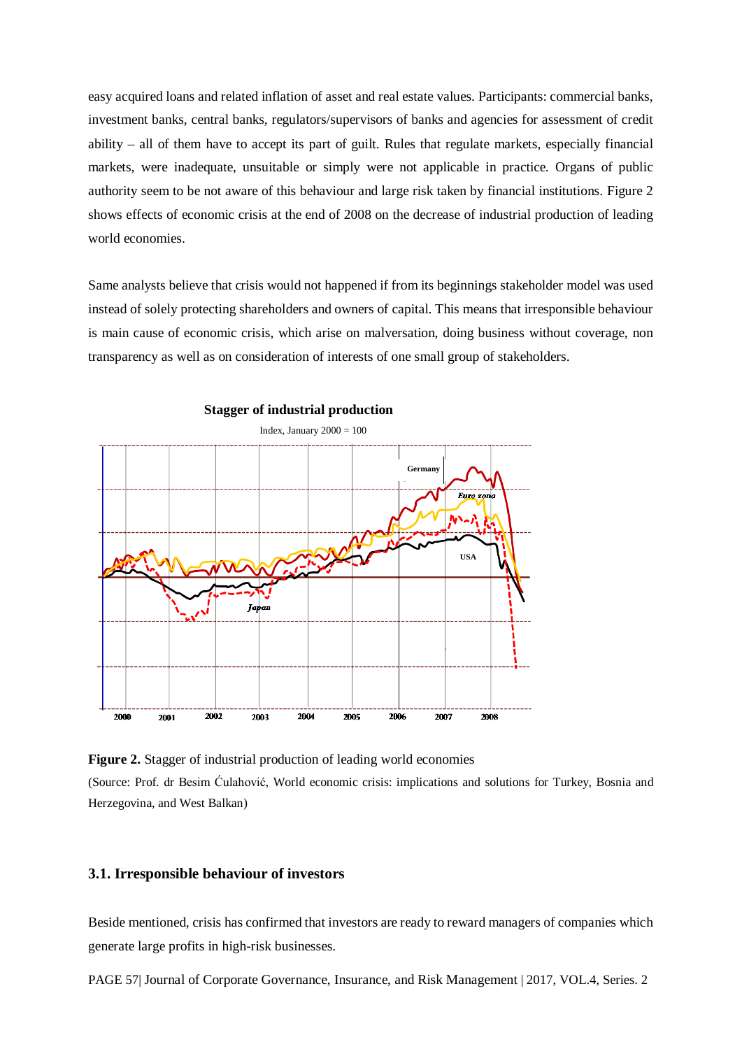easy acquired loans and related inflation of asset and real estate values. Participants: commercial banks, investment banks, central banks, regulators/supervisors of banks and agencies for assessment of credit ability – all of them have to accept its part of guilt. Rules that regulate markets, especially financial markets, were inadequate, unsuitable or simply were not applicable in practice. Organs of public authority seem to be not aware of this behaviour and large risk taken by financial institutions. Figure 2 shows effects of economic crisis at the end of 2008 on the decrease of industrial production of leading world economies.

Same analysts believe that crisis would not happened if from its beginnings stakeholder model was used instead of solely protecting shareholders and owners of capital. This means that irresponsible behaviour is main cause of economic crisis, which arise on malversation, doing business without coverage, non transparency as well as on consideration of interests of one small group of stakeholders.

**Figure 2.** Stagger of industrial production of leading world economies

(Source: Prof. dr Besim Ćulahović, World economic crisis: implications and solutions for Turkey, Bosnia and Herzegovina, and West Balkan)

### 3.1. Irresponsible behaviour of investors

Beside mentioned, crisis has confirmed that investors are ready to reward managers of companies which generate large profits in high-risk businesses.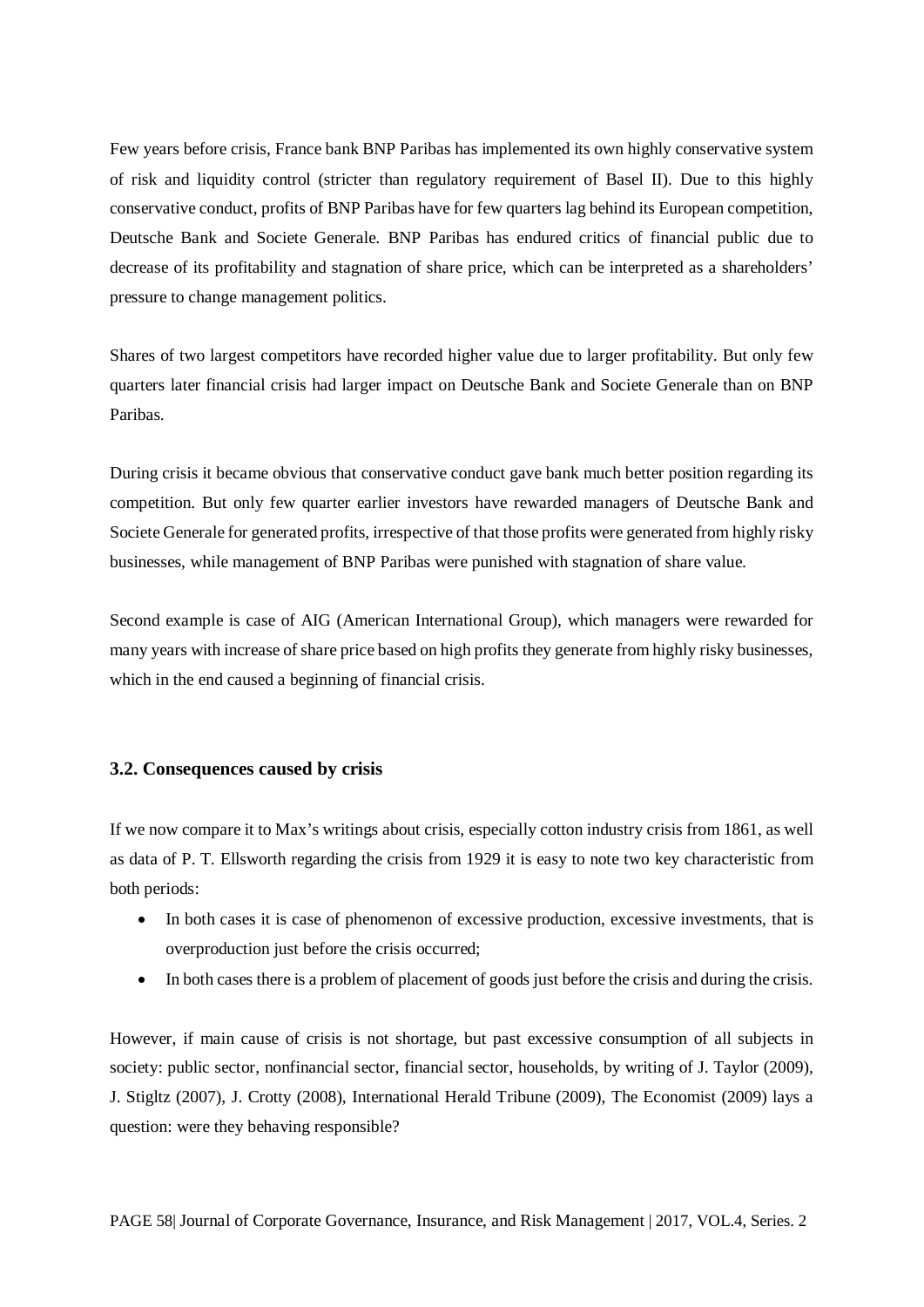Few years before crisis, France bank BNP Paribas has implemented its own highly conservative system of risk and liquidity control (stricter than regulatory requirement of Basel II). Due to this highly conservative conduct, profits of BNP Paribas have for few quarters lag behind its European competition, Deutsche Bank and Societe Generale. BNP Paribas has endured critics of financial public due to decrease of its profitability and stagnation of share price, which can be interpreted as a shareholders' pressure to change management politics.

Shares of two largest competitors have recorded higher value due to larger profitability. But only few quarters later financial crisis had larger impact on Deutsche Bank and Societe Generale than on BNP Paribas.

During crisis it became obvious that conservative conduct gave bank much better position regarding its competition. But only few quarter earlier investors have rewarded managers of Deutsche Bank and Societe Generale for generated profits, irrespective of that those profits were generated from highly risky businesses, while management of BNP Paribas were punished with stagnation of share value.

Second example is case of AIG (American International Group), which managers were rewarded for many years with increase of share price based on high profits they generate from highly risky businesses, which in the end caused a beginning of financial crisis.

### 3.2. Consequences caused by crisis

If we now compare it to Max's writings about crisis, especially cotton industry crisis from 1861, as well as data of P. T. Ellsworth regarding the crisis from 1929 it is easy to note two key characteristic from both periods:

- In both cases it is case of phenomenon of excessive production, excessive investments, that is overproduction just before the crisis occurred;
- In both cases there is a problem of placement of goods just before the crisis and during the crisis.

However, if main cause of crisis is not shortage, but past excessive consumption of all subjects in society: public sector, nonfinancial sector, financial sector, households, by writing of J. Taylor (2009), J. Stigltz (2007), J. Crotty (2008), International Herald Tribune (2009), The Economist (2009) lays a question: were they behaving responsible?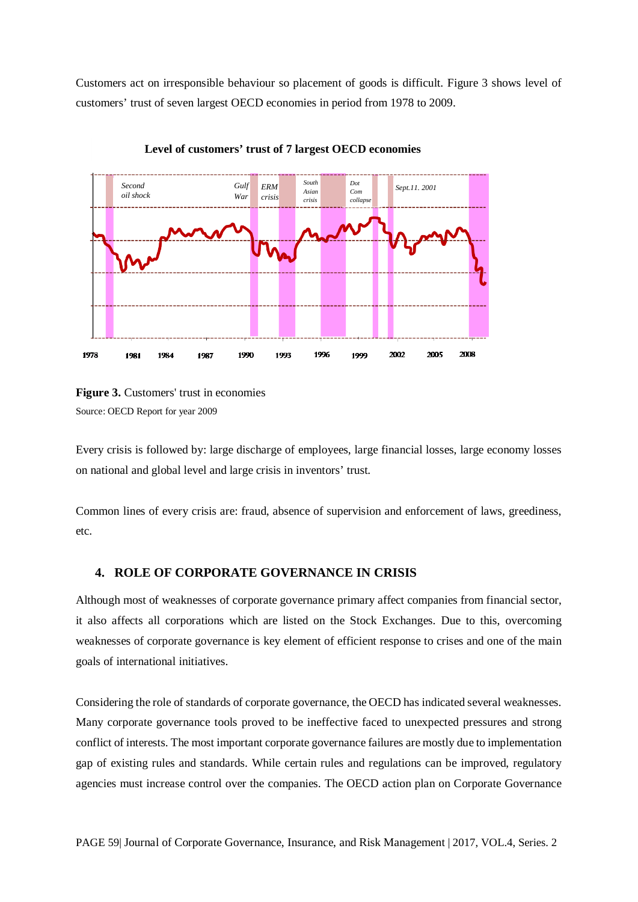Customers act on irresponsible behaviour so placement of goods is difficult. Figure 3 shows level of customers' trust of seven largest OECD economies in period from 1978 to 2009.

**Level of customers' trust of 7 largest OECD economies**

**Figure 3.** Customers' trust in economies

Source: OECD Report for year 2009

Every crisis is followed by: large discharge of employees, large financial losses, large economy losses on national and global level and large crisis in inventors' trust.

Common lines of every crisis are: fraud, absence of supervision and enforcement of laws, greediness, etc.

## 4. ROLE OF CORPORATE GOVERNANCE IN CRISIS

Although most of weaknesses of corporate governance primary affect companies from financial sector, it also affects all corporations which are listed on the Stock Exchanges. Due to this, overcoming weaknesses of corporate governance is key element of efficient response to crises and one of the main goals of international initiatives.

Considering the role of standards of corporate governance, the OECD has indicated several weaknesses. Many corporate governance tools proved to be ineffective faced to unexpected pressures and strong conflict of interests. The most important corporate governance failures are mostly due to implementation gap of existing rules and standards. While certain rules and regulations can be improved, regulatory agencies must increase control over the companies. The OECD action plan on Corporate Governance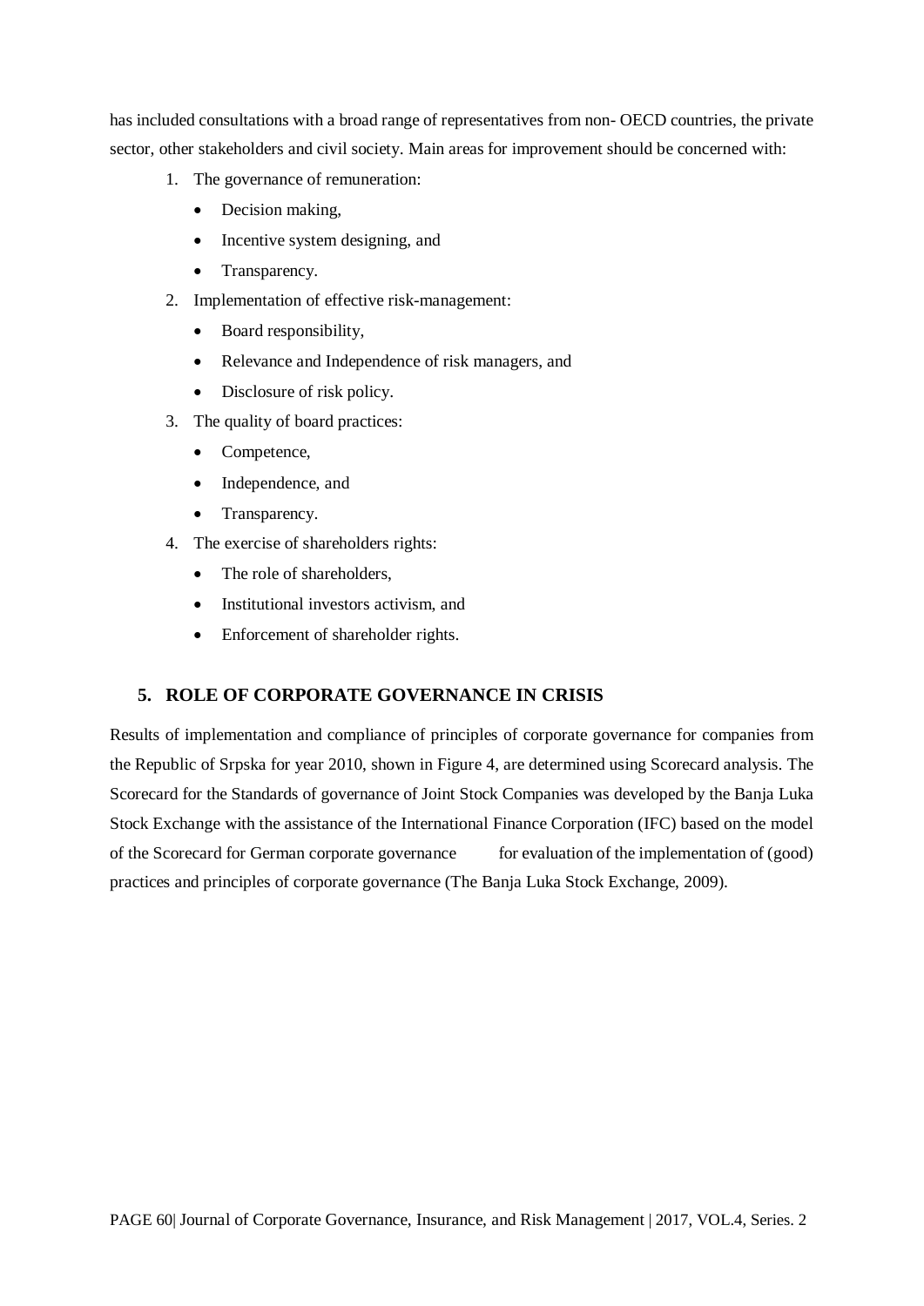has included consultations with a broad range of representatives from non- OECD countries, the private sector, other stakeholders and civil society. Main areas for improvement should be concerned with:

1. The governance of remuneration:
   - Decision making,
   - Incentive system designing, and
   - Transparency.
2. Implementation of effective risk-management:
   - Board responsibility,
   - Relevance and Independence of risk managers, and
   - Disclosure of risk policy.
3. The quality of board practices:
   - Competence,
   - Independence, and
   - Transparency.
4. The exercise of shareholders rights:
   - The role of shareholders,
   - Institutional investors activism, and
   - Enforcement of shareholder rights.

## 5. ROLE OF CORPORATE GOVERNANCE IN CRISIS

Results of implementation and compliance of principles of corporate governance for companies from the Republic of Srpska for year 2010, shown in Figure 4, are determined using Scorecard analysis. The Scorecard for the Standards of governance of Joint Stock Companies was developed by the Banja Luka Stock Exchange with the assistance of the International Finance Corporation (IFC) based on the model of the Scorecard for German corporate governance for evaluation of the implementation of (good) practices and principles of corporate governance (The Banja Luka Stock Exchange, 2009).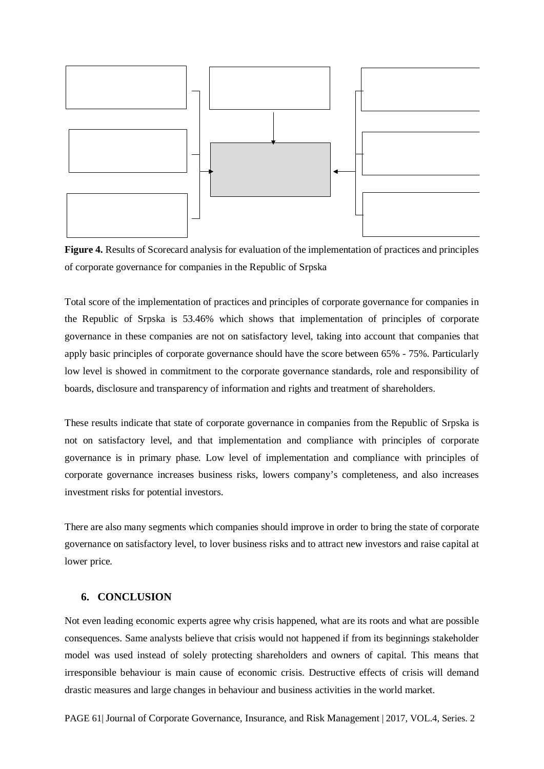**Figure 4.** Results of Scorecard analysis for evaluation of the implementation of practices and principles of corporate governance for companies in the Republic of Srpska

Total score of the implementation of practices and principles of corporate governance for companies in the Republic of Srpska is 53.46% which shows that implementation of principles of corporate governance in these companies are not on satisfactory level, taking into account that companies that apply basic principles of corporate governance should have the score between 65% - 75%. Particularly low level is showed in commitment to the corporate governance standards, role and responsibility of boards, disclosure and transparency of information and rights and treatment of shareholders.

These results indicate that state of corporate governance in companies from the Republic of Srpska is not on satisfactory level, and that implementation and compliance with principles of corporate governance is in primary phase. Low level of implementation and compliance with principles of corporate governance increases business risks, lowers company's completeness, and also increases investment risks for potential investors.

There are also many segments which companies should improve in order to bring the state of corporate governance on satisfactory level, to lover business risks and to attract new investors and raise capital at lower price.

## 6. CONCLUSION

Not even leading economic experts agree why crisis happened, what are its roots and what are possible consequences. Same analysts believe that crisis would not happened if from its beginnings stakeholder model was used instead of solely protecting shareholders and owners of capital. This means that irresponsible behaviour is main cause of economic crisis. Destructive effects of crisis will demand drastic measures and large changes in behaviour and business activities in the world market.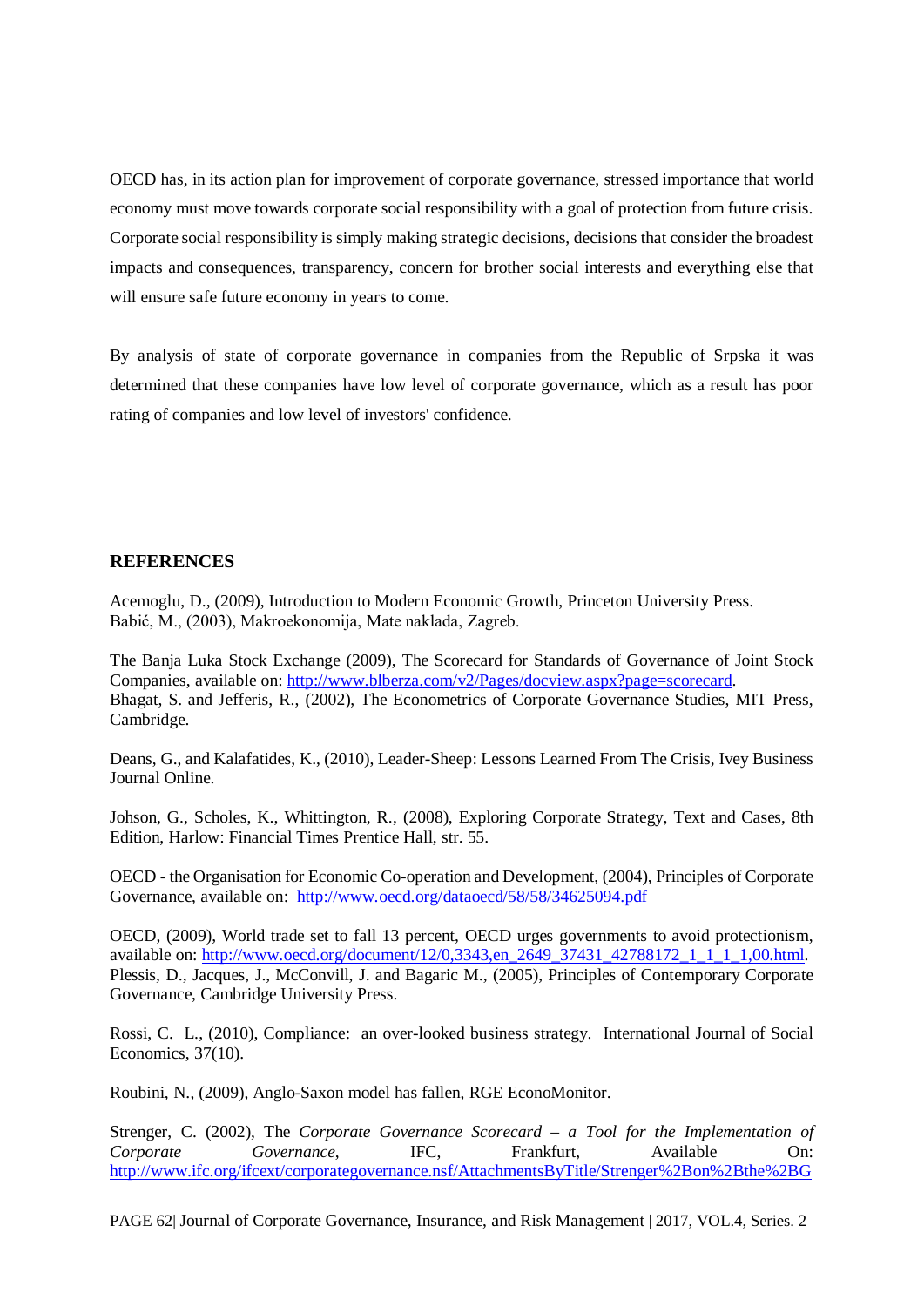OECD has, in its action plan for improvement of corporate governance, stressed importance that world economy must move towards corporate social responsibility with a goal of protection from future crisis. Corporate social responsibility is simply making strategic decisions, decisions that consider the broadest impacts and consequences, transparency, concern for brother social interests and everything else that will ensure safe future economy in years to come.

By analysis of state of corporate governance in companies from the Republic of Srpska it was determined that these companies have low level of corporate governance, which as a result has poor rating of companies and low level of investors' confidence.

## REFERENCES

Acemoglu, D., (2009), Introduction to Modern Economic Growth, Princeton University Press.
Babić, M., (2003), Makroekonomija, Mate naklada, Zagreb.

The Banja Luka Stock Exchange (2009), The Scorecard for Standards of Governance of Joint Stock Companies, available on: http://www.blberza.com/v2/Pages/docview.aspx?page=scorecard.
Bhagat, S. and Jefferis, R., (2002), The Econometrics of Corporate Governance Studies, MIT Press, Cambridge.

Deans, G., and Kalafatides, K., (2010), Leader-Sheep: Lessons Learned From The Crisis, Ivey Business Journal Online.

Johson, G., Scholes, K., Whittington, R., (2008), Exploring Corporate Strategy, Text and Cases, 8th Edition, Harlow: Financial Times Prentice Hall, str. 55.

OECD - the Organisation for Economic Co-operation and Development, (2004), Principles of Corporate Governance, available on: http://www.oecd.org/dataoecd/58/58/34625094.pdf

OECD, (2009), World trade set to fall 13 percent, OECD urges governments to avoid protectionism, available on: http://www.oecd.org/document/12/0,3343,en_2649_37431_42788172_1_1_1_1,00.html.
Plessis, D., Jacques, J., McConvill, J. and Bagaric M., (2005), Principles of Contemporary Corporate Governance, Cambridge University Press.

Rossi, C. L., (2010), Compliance: an over-looked business strategy. International Journal of Social Economics, 37(10).

Roubini, N., (2009), Anglo-Saxon model has fallen, RGE EconoMonitor.

Strenger, C. (2002), The *Corporate Governance Scorecard – a Tool for the Implementation of Corporate Governance*, IFC, Frankfurt, Available On: http://www.ifc.org/ifcext/corporategovernance.nsf/AttachmentsByTitle/Strenger%2Bon%2Bthe%2BG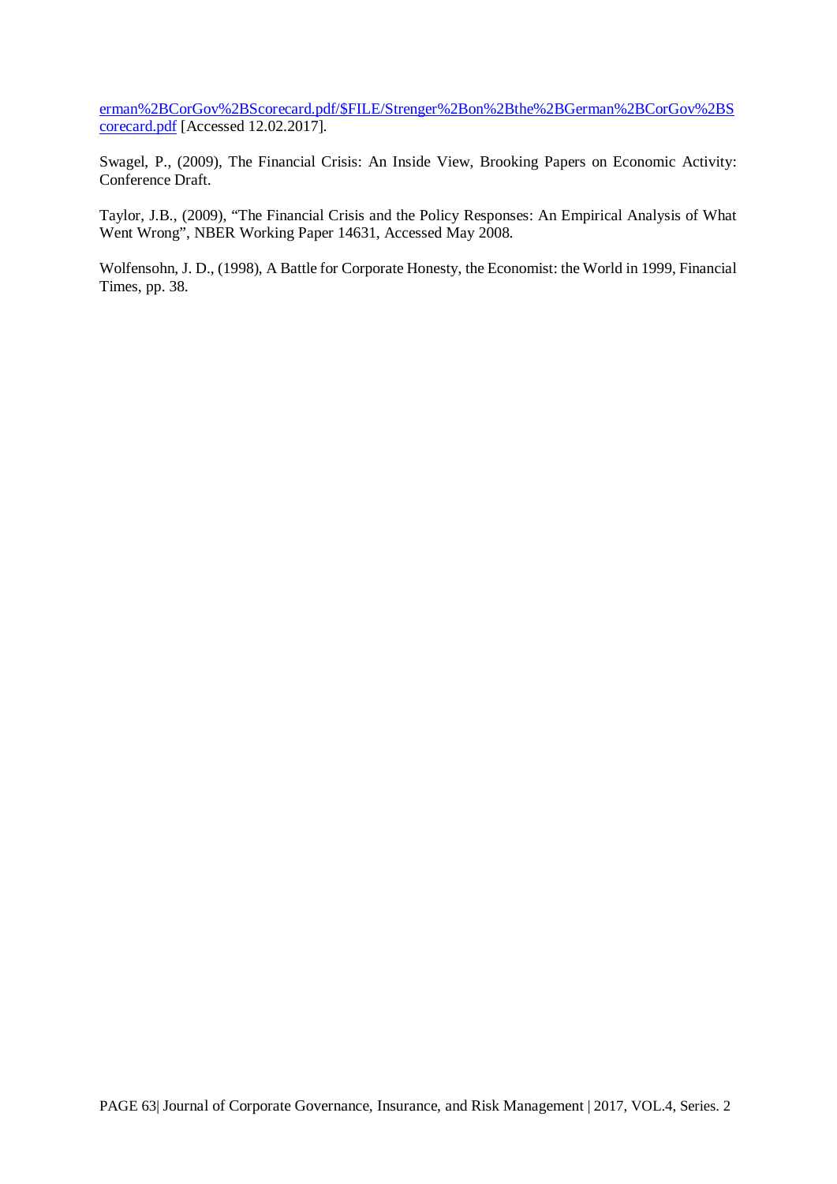erman%2BCorGov%2BScorecard.pdf/$FILE/Strenger%2Bon%2Bthe%2BGerman%2BCorGov%2BScorecard.pdf [Accessed 12.02.2017].

Swagel, P., (2009), The Financial Crisis: An Inside View, Brooking Papers on Economic Activity: Conference Draft.

Taylor, J.B., (2009), "The Financial Crisis and the Policy Responses: An Empirical Analysis of What Went Wrong", NBER Working Paper 14631, Accessed May 2008.

Wolfensohn, J. D., (1998), A Battle for Corporate Honesty, the Economist: the World in 1999, Financial Times, pp. 38.